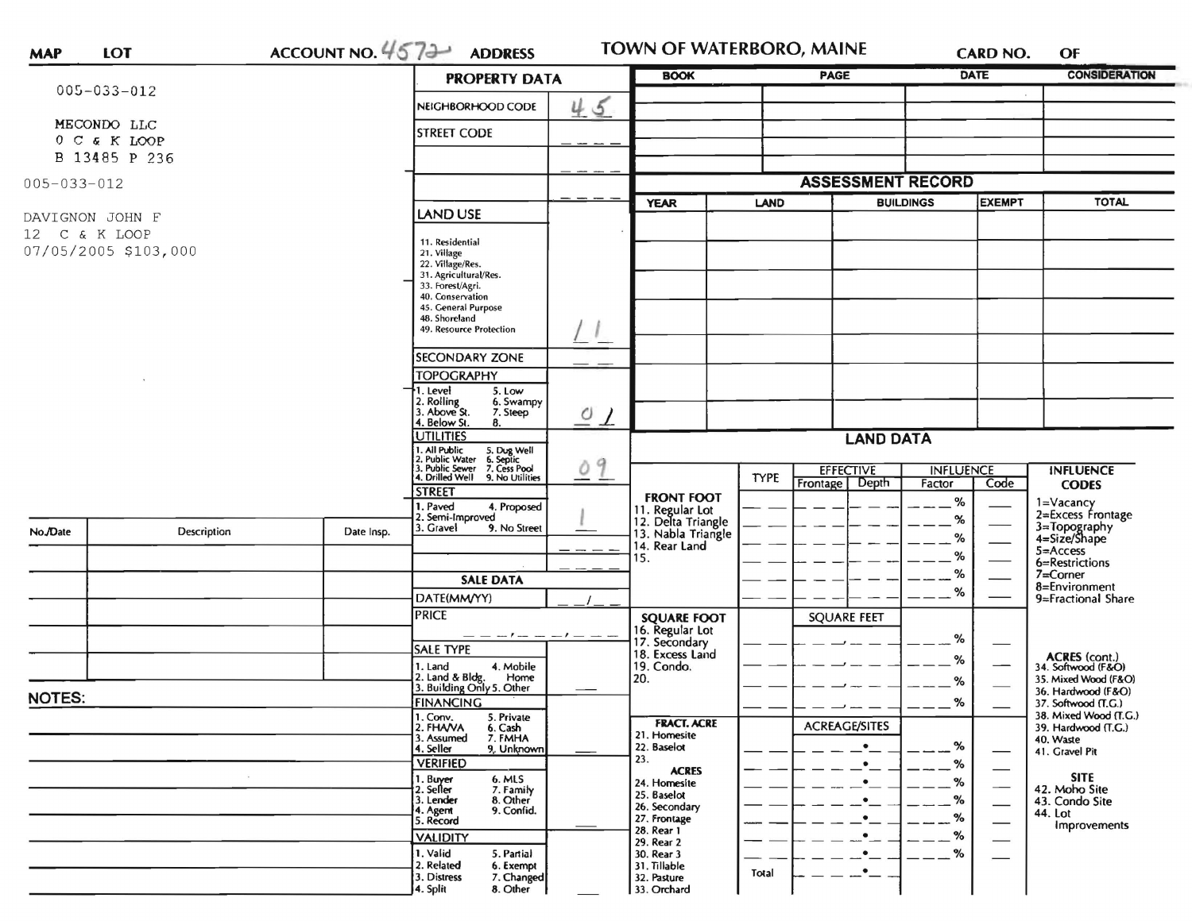**MAP** **LOT** **ACCOUNT NO.** 4572 **ADDRESS** **TOWN OF WATERBORO, MAINE** **CARD NO.** **OF**

005-033-012

MECONDO LLC
0 C & K LOOP
B 13485 P 236

005-033-012

DAVIGNON JOHN F
12 C & K LOOP
07/05/2005 $103,000

## PROPERTY DATA

| | |
|---|---|
| NEIGHBORHOOD CODE | 45 |
| STREET CODE | |
| | |
| | |
| LAND USE<br>11. Residential<br>21. Village<br>22. Village/Res.<br>31. Agricultural/Res.<br>33. Forest/Agri.<br>40. Conservation<br>45. General Purpose<br>48. Shoreland<br>49. Resource Protection | 11 |
| SECONDARY ZONE | |
| TOPOGRAPHY<br>1. Level 5. Low<br>2. Rolling 6. Swampy<br>3. Above St. 7. Steep<br>4. Below St. 8. | 01 |
| UTILITIES<br>1. All Public 5. Dug Well<br>2. Public Water 6. Septic<br>3. Public Sewer 7. Cess Pool<br>4. Drilled Well 9. No Utilities | 09 |
| STREET<br>1. Paved 4. Proposed<br>2. Semi-Improved<br>3. Gravel 9. No Street | 1 |

## SALE DATA

| | |
|---|---|
| DATE(MM/YY) | |
| PRICE | |
| SALE TYPE<br>1. Land 4. Mobile Home<br>2. Land & Bldg.<br>3. Building Only 5. Other | |
| FINANCING<br>1. Conv. 5. Private<br>2. FHA/VA 6. Cash<br>3. Assumed 7. FMHA<br>4. Seller 9. Unknown | |
| VERIFIED<br>1. Buyer 6. MLS<br>2. Seller 7. Family<br>3. Lender 8. Other<br>4. Agent 9. Confid.<br>5. Record | |
| VALIDITY<br>1. Valid 5. Partial<br>2. Related 6. Exempt<br>3. Distress 7. Changed<br>4. Split 8. Other | |

| BOOK | PAGE | DATE | CONSIDERATION |
|---|---|---|---|
| | | | |
| | | | |
| | | | |
| | | | |
| | | | |

## ASSESSMENT RECORD

| YEAR | LAND | BUILDINGS | EXEMPT | TOTAL |
|---|---|---|---|---|
| | | | | |
| | | | | |
| | | | | |
| | | | | |
| | | | | |
| | | | | |

## LAND DATA

| | TYPE | EFFECTIVE Frontage | EFFECTIVE Depth | INFLUENCE Factor | INFLUENCE Code |
|---|---|---|---|---|---|
| **FRONT FOOT**<br>11. Regular Lot<br>12. Delta Triangle<br>13. Nabla Triangle<br>14. Rear Land<br>15. | | | | % | |
| **SQUARE FOOT**<br>16. Regular Lot<br>17. Secondary<br>18. Excess Land<br>19. Condo.<br>20. | | SQUARE FEET | | % | |
| **FRACT. ACRE**<br>21. Homesite<br>22. Baselot<br>23.<br>**ACRES**<br>24. Homesite<br>25. Baselot<br>26. Secondary<br>27. Frontage<br>28. Rear 1<br>29. Rear 2<br>30. Rear 3<br>31. Tillable<br>32. Pasture<br>33. Orchard | Total | ACREAGE/SITES | | % | |

**INFLUENCE CODES**
1=Vacancy
2=Excess Frontage
3=Topography
4=Size/Shape
5=Access
6=Restrictions
7=Corner
8=Environment
9=Fractional Share

**ACRES (cont.)**
34. Softwood (F&O)
35. Mixed Wood (F&O)
36. Hardwood (F&O)
37. Softwood (T.G.)
38. Mixed Wood (T.G.)
39. Hardwood (T.G.)
40. Waste
41. Gravel Pit

**SITE**
42. Moho Site
43. Condo Site
44. Lot Improvements

| No./Date | Description | Date Insp. |
|---|---|---|
| | | |
| | | |
| | | |
| | | |
| | | |

**NOTES:**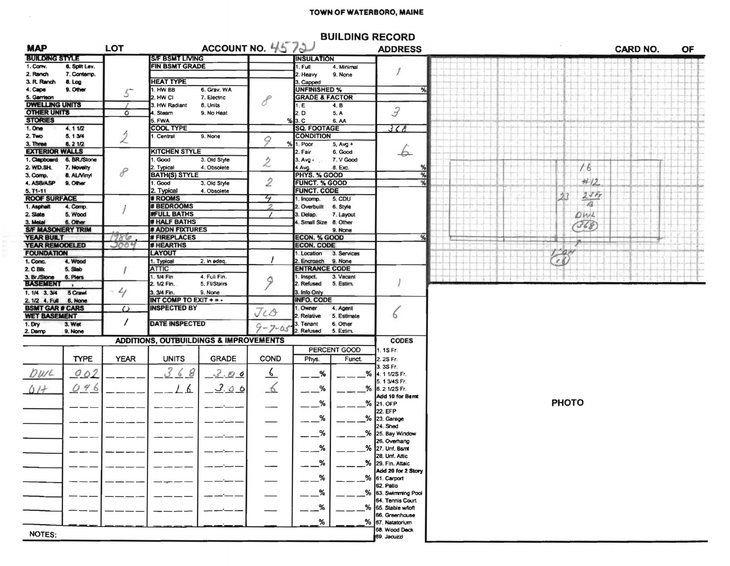TOWN OF WATERBORO, MAINE

# BUILDING RECORD

**MAP** | **LOT** | **ACCOUNT NO.** 4572 | **ADDRESS** | **CARD NO.** | **OF**

| Field | Value | Field | Value | Field | Value |
|---|---|---|---|---|---|
| **BUILDING STYLE** 1. Conv. 2. Ranch 3. R. Ranch 4. Cape 5. Garrison 6. Split Lev. 7. Contemp. 8. Log 9. Other | 5 | **S/F BSMT LIVING** | | **INSULATION** 1. Full 2. Heavy 3. Capped 4. Minimal 9. None | 1 |
| **DWELLING UNITS** | 1 | **FIN BSMT GRADE** | | **UNFINISHED %** | % |
| **OTHER UNITS** | 0 | **HEAT TYPE** 1. HW BB 2. HW CI 3. HW Radiant 4. Steam 5. FWA 6. Grav. WA 7. Electric 8. Units 9. No Heat | 8 | **GRADE & FACTOR** 1. E 2. D 3. C 4. B 5. A 6. AA | 3 |
| **STORIES** 1. One 2. Two 3. Three 4. 1 1/2 5. 1 3/4 6. 2 1/2 | 2 | **COOL TYPE** 1. Central 9. None | 9 | **SQ. FOOTAGE** | 368 |
| **EXTERIOR WALLS** 1. Clapboard 2. WD.SH. 3. Comp. 4. ASB/ASP 5. T1-11 6. BR/Stone 7. Novelty 8. AL/Vinyl 9. Other | 8 | **KITCHEN STYLE** 1. Good 2. Typical 3. Old Style 4. Obsolete | 2 | **CONDITION** 1. Poor 2. Fair 3. Avg - 4. Avg. 5. Avg + 6. Good 7. V Good 8. Exc. | 6 |
| | | **BATH(S) STYLE** 1. Good 2. Typical 3. Old Style 4. Obsolete | 2 | **PHYS. % GOOD** | % |
| | | | | **FUNCT. % GOOD** | % |
| **ROOF SURFACE** 1. Asphalt 2. Slate 3. Metal 4. Comp. 5. Wood 6. Other | 1 | **# ROOMS** | 4 | **FUNCT. CODE** 1. Incomp. 2. Overbuilt 3. Delap. 4. Small Size 5. CDU 6. Style 7. Layout 8. Other 9. None | |
| | | **# BEDROOMS** | 2 | | |
| | | **#FULL BATHS** | 1 | | |
| **S/F MASONRY TRIM** | | **# HALF BATHS** | | | |
| | | **# ADDN FIXTURES** | | | |
| **YEAR BUILT** | 1986 | **# FIREPLACES** | | **ECON. % GOOD** | % |
| **YEAR REMODELED** | 2004 | **# HEARTHS** | | **ECON. CODE** 1. Location 2. Encroach 3. Services 9. None | |
| **FOUNDATION** 1. Conc. 2. C Blk 3. Br./Stone 4. Wood 5. Slab 6. Piers | 1 | **LAYOUT** 1. Typical 2. In adeq. | 1 | **ENTRANCE CODE** 1. Inspct. 2. Refused 3. Info Only 4. Vacant 5. Estim. | 1 |
| **BASEMENT** 1. 1/4 2. 1/2 3. 3/4 4. Full 5 Crawl 6. None | 4 | **ATTIC** 1. 1/4 Fin 2. 1/2 Fin. 3. 3/4 Fin. 4. Full Fin. 5. Fl/Stairs 9. None | 9 | | |
| **BSMT GAR # CARS** | 0 | **INT COMP TO EXIT + = -** | | **INFO. CODE** 1. Owner 2. Relative 3. Tenant 4. Agent 5. Estimate 6. Other | 6 |
| **WET BASEMENT** 1. Dry 2. Damp 3. Wet 9. None | 1 | **INSPECTED BY** | JLD | | |
| | | **DATE INSPECTED** | 9-7-05 | | |

Sketch: 16 / #12 / 23 / 2 S Fr / B / DWL / 368 / 1 OH / 16

## ADDITIONS, OUTBUILDINGS & IMPROVEMENTS

| | TYPE | YEAR | UNITS | GRADE | COND | PERCENT GOOD Phys. | PERCENT GOOD Funct. |
|---|---|---|---|---|---|---|---|
| DWL | 002 | | 368 | 3.00 | 6 | % | % |
| OH | 046 | | 16 | 3.00 | 6 | % | % |
| | | | | | | % | % |
| | | | | | | % | % |
| | | | | | | % | % |
| | | | | | | % | % |
| | | | | | | % | % |
| | | | | | | % | % |
| | | | | | | % | % |
| | | | | | | % | % |
| | | | | | | % | % |

**CODES**
1. 1S Fr.
2. 2S Fr.
3. 3S Fr.
4. 1 1/2S Fr.
5. 1 3/4S Fr.
6. 2 1/2S Fr.

**Add 10 for Bsmt**

21. OFP
22. EFP
23. Garage
24. Shed
25. Bay Window
26. Overhang
27. Unf. Bsmt
28. Unf. Attic
29. Fin. Attaic

**Add 20 for 2 Story**

61. Carport
62. Patio
63. Swimming Pool
64. Tennis Court
65. Stable w/loft
66. Greenhouse
67. Natatorium
68. Wood Deck
69. Jacuzzi

**NOTES:**

PHOTO